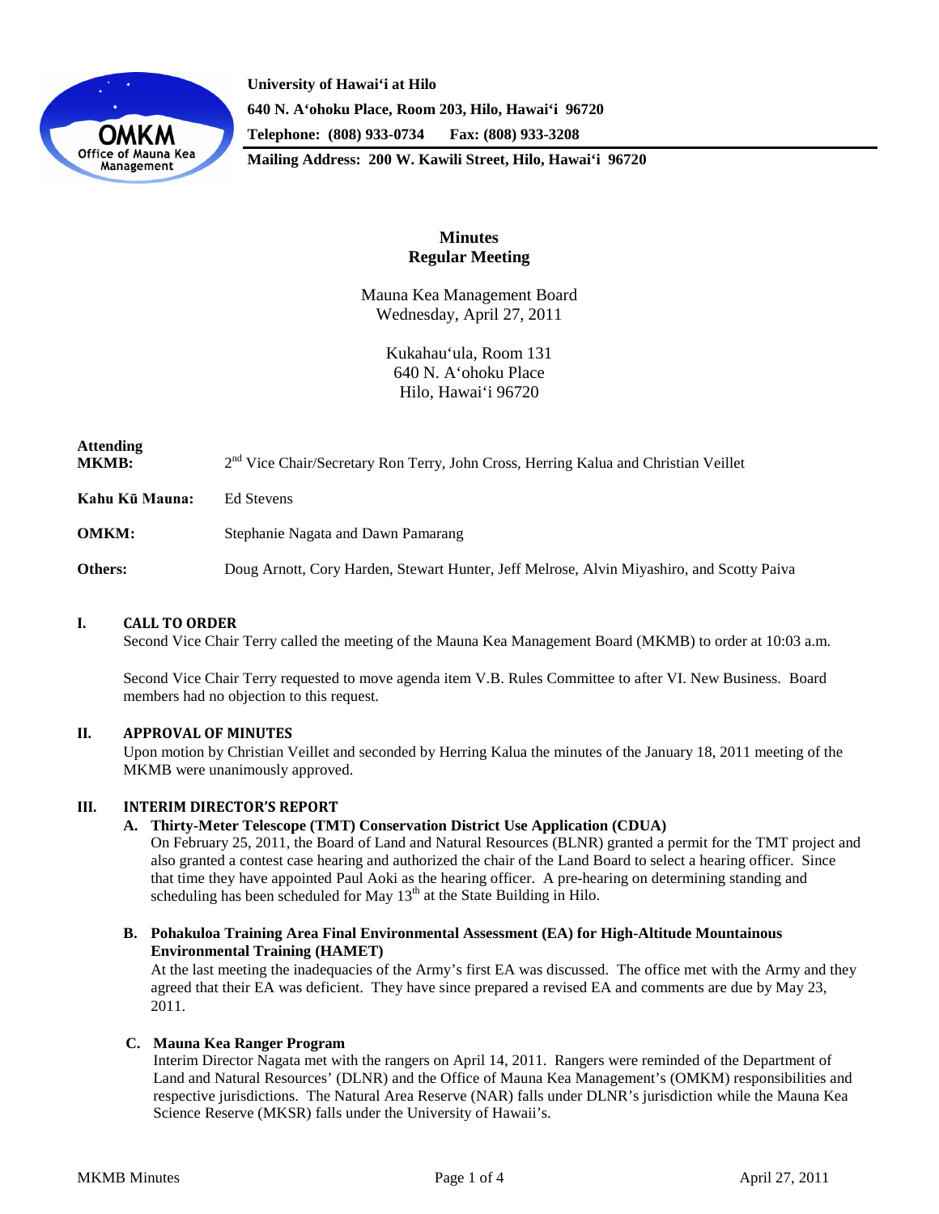**University of Hawaiʻi at Hilo**
**640 N. Aʻohoku Place, Room 203, Hilo, Hawaiʻi 96720**
**Telephone: (808) 933-0734 Fax: (808) 933-3208**
**Mailing Address: 200 W. Kawili Street, Hilo, Hawaiʻi 96720**

# Minutes
## Regular Meeting

Mauna Kea Management Board
Wednesday, April 27, 2011

Kukahauʻula, Room 131
640 N. Aʻohoku Place
Hilo, Hawaiʻi 96720

**Attending MKMB:** 2nd Vice Chair/Secretary Ron Terry, John Cross, Herring Kalua and Christian Veillet

**Kahu Kū Mauna:** Ed Stevens

**OMKM:** Stephanie Nagata and Dawn Pamarang

**Others:** Doug Arnott, Cory Harden, Stewart Hunter, Jeff Melrose, Alvin Miyashiro, and Scotty Paiva

### I. CALL TO ORDER

Second Vice Chair Terry called the meeting of the Mauna Kea Management Board (MKMB) to order at 10:03 a.m.

Second Vice Chair Terry requested to move agenda item V.B. Rules Committee to after VI. New Business. Board members had no objection to this request.

### II. APPROVAL OF MINUTES

Upon motion by Christian Veillet and seconded by Herring Kalua the minutes of the January 18, 2011 meeting of the MKMB were unanimously approved.

### III. INTERIM DIRECTOR'S REPORT

**A. Thirty-Meter Telescope (TMT) Conservation District Use Application (CDUA)**

On February 25, 2011, the Board of Land and Natural Resources (BLNR) granted a permit for the TMT project and also granted a contest case hearing and authorized the chair of the Land Board to select a hearing officer. Since that time they have appointed Paul Aoki as the hearing officer. A pre-hearing on determining standing and scheduling has been scheduled for May 13th at the State Building in Hilo.

**B. Pohakuloa Training Area Final Environmental Assessment (EA) for High-Altitude Mountainous Environmental Training (HAMET)**

At the last meeting the inadequacies of the Army's first EA was discussed. The office met with the Army and they agreed that their EA was deficient. They have since prepared a revised EA and comments are due by May 23, 2011.

**C. Mauna Kea Ranger Program**

Interim Director Nagata met with the rangers on April 14, 2011. Rangers were reminded of the Department of Land and Natural Resources' (DLNR) and the Office of Mauna Kea Management's (OMKM) responsibilities and respective jurisdictions. The Natural Area Reserve (NAR) falls under DLNR's jurisdiction while the Mauna Kea Science Reserve (MKSR) falls under the University of Hawaii's.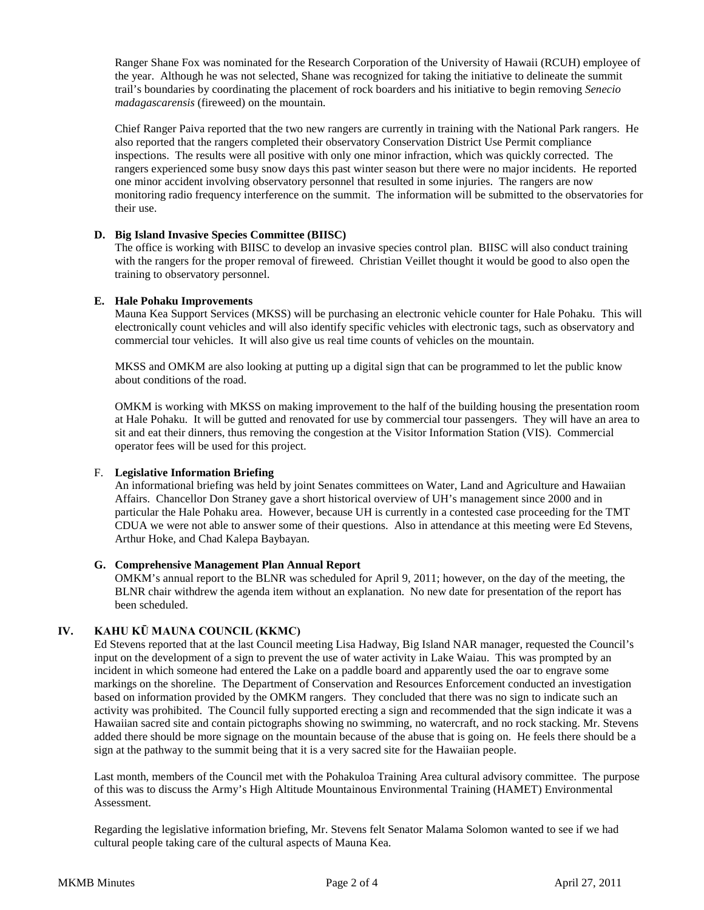Ranger Shane Fox was nominated for the Research Corporation of the University of Hawaii (RCUH) employee of the year. Although he was not selected, Shane was recognized for taking the initiative to delineate the summit trail's boundaries by coordinating the placement of rock boarders and his initiative to begin removing *Senecio madagascarensis* (fireweed) on the mountain.

Chief Ranger Paiva reported that the two new rangers are currently in training with the National Park rangers. He also reported that the rangers completed their observatory Conservation District Use Permit compliance inspections. The results were all positive with only one minor infraction, which was quickly corrected. The rangers experienced some busy snow days this past winter season but there were no major incidents. He reported one minor accident involving observatory personnel that resulted in some injuries. The rangers are now monitoring radio frequency interference on the summit. The information will be submitted to the observatories for their use.

**D. Big Island Invasive Species Committee (BIISC)**

The office is working with BIISC to develop an invasive species control plan. BIISC will also conduct training with the rangers for the proper removal of fireweed. Christian Veillet thought it would be good to also open the training to observatory personnel.

**E. Hale Pohaku Improvements**

Mauna Kea Support Services (MKSS) will be purchasing an electronic vehicle counter for Hale Pohaku. This will electronically count vehicles and will also identify specific vehicles with electronic tags, such as observatory and commercial tour vehicles. It will also give us real time counts of vehicles on the mountain.

MKSS and OMKM are also looking at putting up a digital sign that can be programmed to let the public know about conditions of the road.

OMKM is working with MKSS on making improvement to the half of the building housing the presentation room at Hale Pohaku. It will be gutted and renovated for use by commercial tour passengers. They will have an area to sit and eat their dinners, thus removing the congestion at the Visitor Information Station (VIS). Commercial operator fees will be used for this project.

F. **Legislative Information Briefing**

An informational briefing was held by joint Senates committees on Water, Land and Agriculture and Hawaiian Affairs. Chancellor Don Straney gave a short historical overview of UH's management since 2000 and in particular the Hale Pohaku area. However, because UH is currently in a contested case proceeding for the TMT CDUA we were not able to answer some of their questions. Also in attendance at this meeting were Ed Stevens, Arthur Hoke, and Chad Kalepa Baybayan.

**G. Comprehensive Management Plan Annual Report**

OMKM's annual report to the BLNR was scheduled for April 9, 2011; however, on the day of the meeting, the BLNR chair withdrew the agenda item without an explanation. No new date for presentation of the report has been scheduled.

## IV. KAHU KŪ MAUNA COUNCIL (KKMC)

Ed Stevens reported that at the last Council meeting Lisa Hadway, Big Island NAR manager, requested the Council's input on the development of a sign to prevent the use of water activity in Lake Waiau. This was prompted by an incident in which someone had entered the Lake on a paddle board and apparently used the oar to engrave some markings on the shoreline. The Department of Conservation and Resources Enforcement conducted an investigation based on information provided by the OMKM rangers. They concluded that there was no sign to indicate such an activity was prohibited. The Council fully supported erecting a sign and recommended that the sign indicate it was a Hawaiian sacred site and contain pictographs showing no swimming, no watercraft, and no rock stacking. Mr. Stevens added there should be more signage on the mountain because of the abuse that is going on. He feels there should be a sign at the pathway to the summit being that it is a very sacred site for the Hawaiian people.

Last month, members of the Council met with the Pohakuloa Training Area cultural advisory committee. The purpose of this was to discuss the Army's High Altitude Mountainous Environmental Training (HAMET) Environmental Assessment.

Regarding the legislative information briefing, Mr. Stevens felt Senator Malama Solomon wanted to see if we had cultural people taking care of the cultural aspects of Mauna Kea.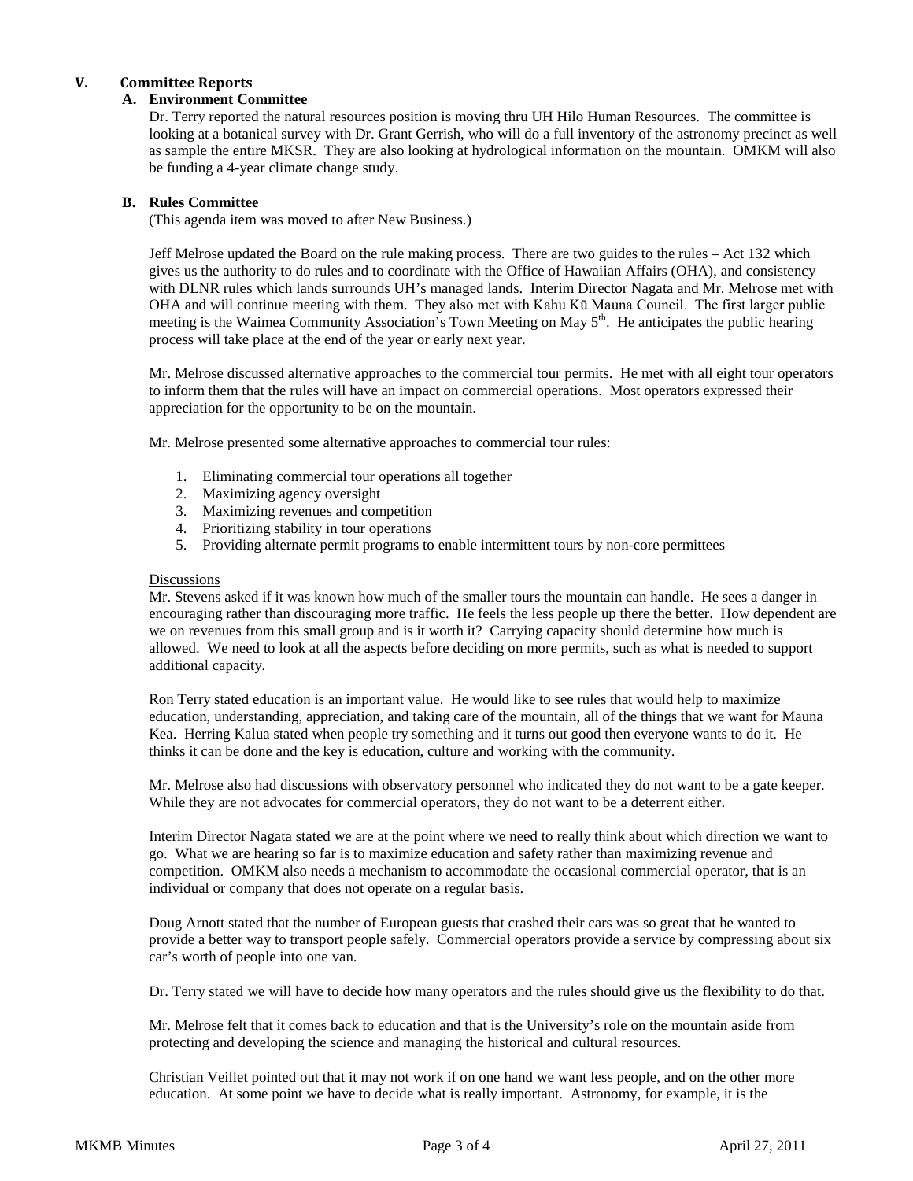## V. Committee Reports

### A. Environment Committee

Dr. Terry reported the natural resources position is moving thru UH Hilo Human Resources. The committee is looking at a botanical survey with Dr. Grant Gerrish, who will do a full inventory of the astronomy precinct as well as sample the entire MKSR. They are also looking at hydrological information on the mountain. OMKM will also be funding a 4-year climate change study.

### B. Rules Committee

(This agenda item was moved to after New Business.)

Jeff Melrose updated the Board on the rule making process. There are two guides to the rules – Act 132 which gives us the authority to do rules and to coordinate with the Office of Hawaiian Affairs (OHA), and consistency with DLNR rules which lands surrounds UH's managed lands. Interim Director Nagata and Mr. Melrose met with OHA and will continue meeting with them. They also met with Kahu Kū Mauna Council. The first larger public meeting is the Waimea Community Association's Town Meeting on May 5th. He anticipates the public hearing process will take place at the end of the year or early next year.

Mr. Melrose discussed alternative approaches to the commercial tour permits. He met with all eight tour operators to inform them that the rules will have an impact on commercial operations. Most operators expressed their appreciation for the opportunity to be on the mountain.

Mr. Melrose presented some alternative approaches to commercial tour rules:

1. Eliminating commercial tour operations all together
2. Maximizing agency oversight
3. Maximizing revenues and competition
4. Prioritizing stability in tour operations
5. Providing alternate permit programs to enable intermittent tours by non-core permittees

Discussions

Mr. Stevens asked if it was known how much of the smaller tours the mountain can handle. He sees a danger in encouraging rather than discouraging more traffic. He feels the less people up there the better. How dependent are we on revenues from this small group and is it worth it? Carrying capacity should determine how much is allowed. We need to look at all the aspects before deciding on more permits, such as what is needed to support additional capacity.

Ron Terry stated education is an important value. He would like to see rules that would help to maximize education, understanding, appreciation, and taking care of the mountain, all of the things that we want for Mauna Kea. Herring Kalua stated when people try something and it turns out good then everyone wants to do it. He thinks it can be done and the key is education, culture and working with the community.

Mr. Melrose also had discussions with observatory personnel who indicated they do not want to be a gate keeper. While they are not advocates for commercial operators, they do not want to be a deterrent either.

Interim Director Nagata stated we are at the point where we need to really think about which direction we want to go. What we are hearing so far is to maximize education and safety rather than maximizing revenue and competition. OMKM also needs a mechanism to accommodate the occasional commercial operator, that is an individual or company that does not operate on a regular basis.

Doug Arnott stated that the number of European guests that crashed their cars was so great that he wanted to provide a better way to transport people safely. Commercial operators provide a service by compressing about six car's worth of people into one van.

Dr. Terry stated we will have to decide how many operators and the rules should give us the flexibility to do that.

Mr. Melrose felt that it comes back to education and that is the University's role on the mountain aside from protecting and developing the science and managing the historical and cultural resources.

Christian Veillet pointed out that it may not work if on one hand we want less people, and on the other more education. At some point we have to decide what is really important. Astronomy, for example, it is the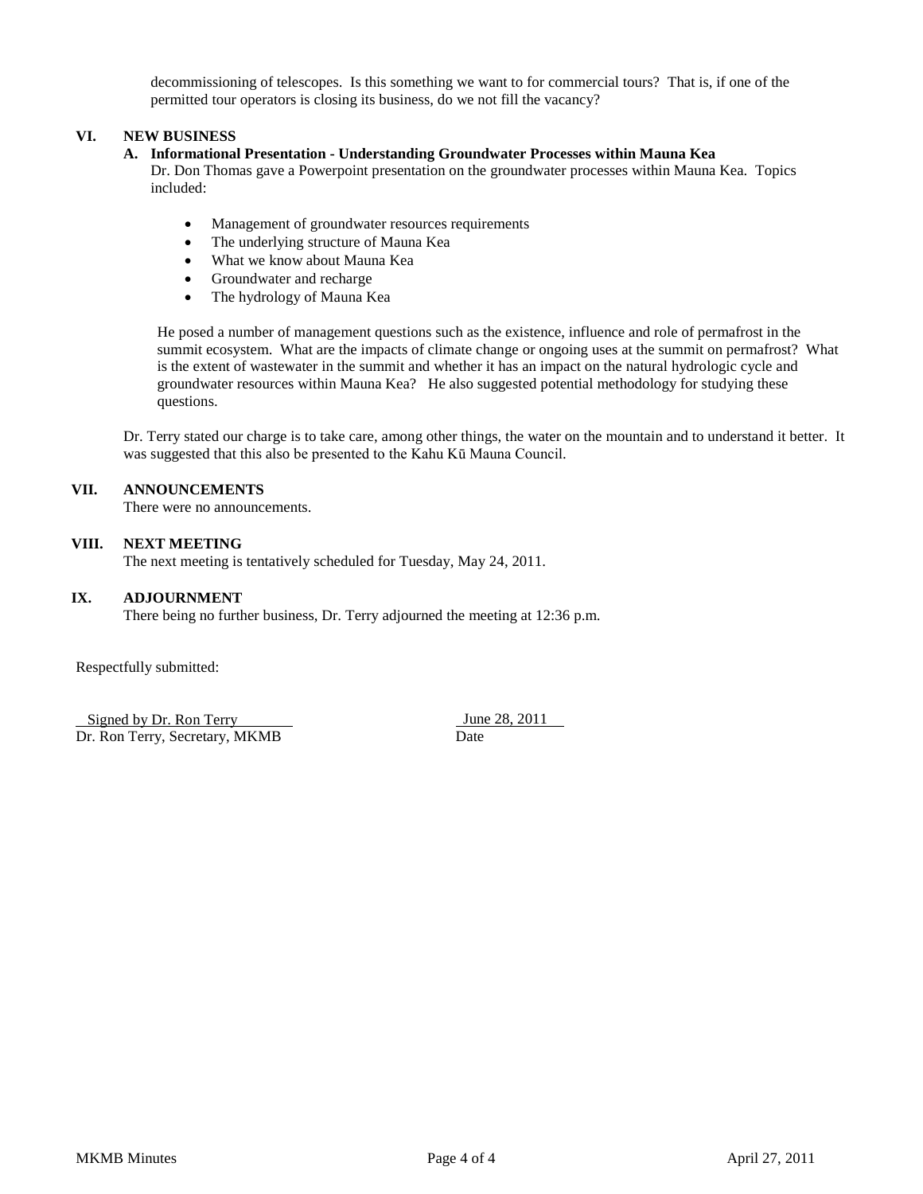decommissioning of telescopes. Is this something we want to for commercial tours? That is, if one of the permitted tour operators is closing its business, do we not fill the vacancy?

## VI. NEW BUSINESS

### A. Informational Presentation - Understanding Groundwater Processes within Mauna Kea

Dr. Don Thomas gave a Powerpoint presentation on the groundwater processes within Mauna Kea. Topics included:

- Management of groundwater resources requirements
- The underlying structure of Mauna Kea
- What we know about Mauna Kea
- Groundwater and recharge
- The hydrology of Mauna Kea

He posed a number of management questions such as the existence, influence and role of permafrost in the summit ecosystem. What are the impacts of climate change or ongoing uses at the summit on permafrost? What is the extent of wastewater in the summit and whether it has an impact on the natural hydrologic cycle and groundwater resources within Mauna Kea? He also suggested potential methodology for studying these questions.

Dr. Terry stated our charge is to take care, among other things, the water on the mountain and to understand it better. It was suggested that this also be presented to the Kahu Kū Mauna Council.

## VII. ANNOUNCEMENTS

There were no announcements.

## VIII. NEXT MEETING

The next meeting is tentatively scheduled for Tuesday, May 24, 2011.

## IX. ADJOURNMENT

There being no further business, Dr. Terry adjourned the meeting at 12:36 p.m.

Respectfully submitted:

Signed by Dr. Ron Terry
Dr. Ron Terry, Secretary, MKMB

June 28, 2011
Date